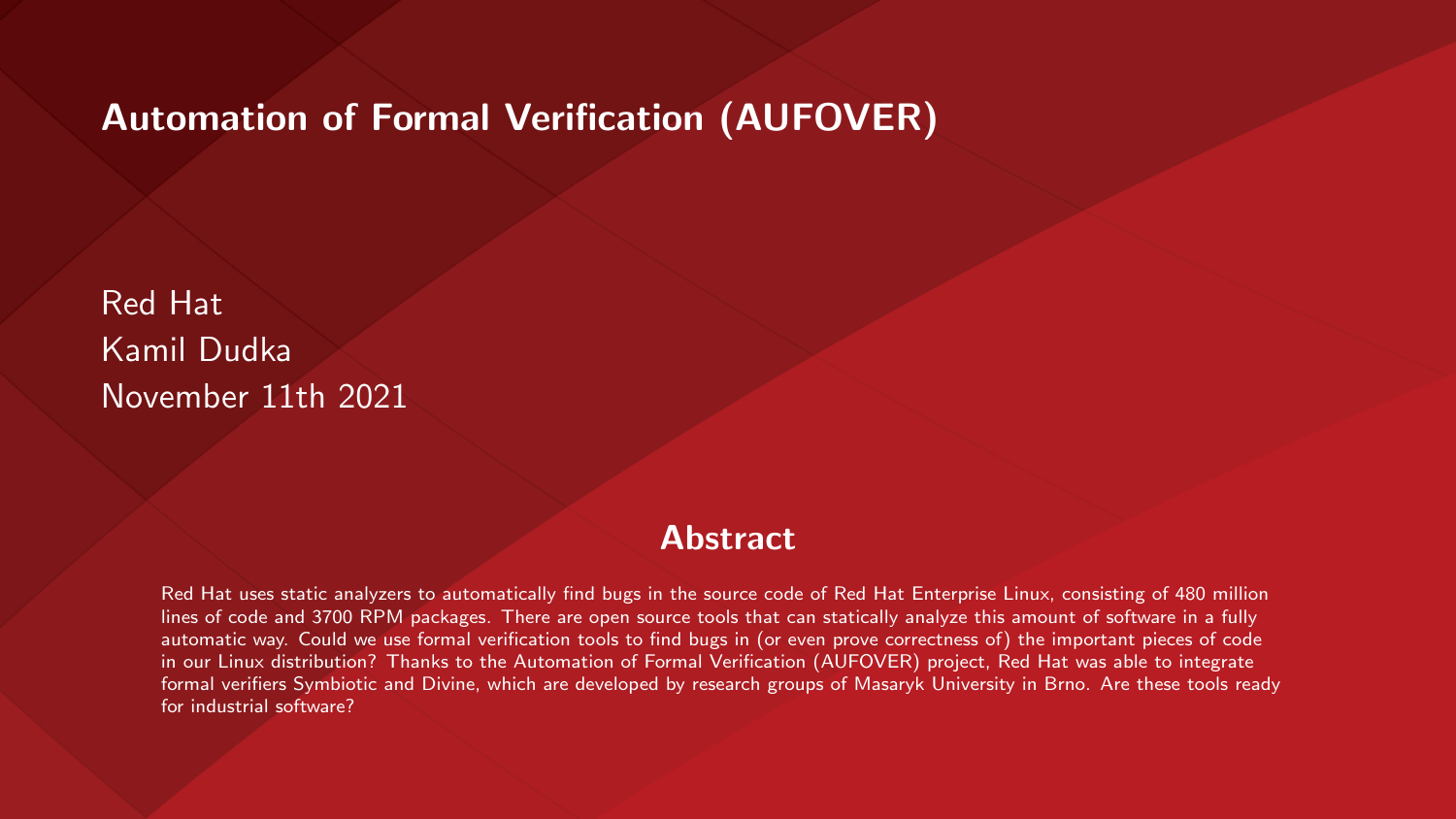# Automation of Formal Verification (AUFOVER)

Red Hat
Kamil Dudka
November 11th 2021

## Abstract

Red Hat uses static analyzers to automatically find bugs in the source code of Red Hat Enterprise Linux, consisting of 480 million lines of code and 3700 RPM packages. There are open source tools that can statically analyze this amount of software in a fully automatic way. Could we use formal verification tools to find bugs in (or even prove correctness of) the important pieces of code in our Linux distribution? Thanks to the Automation of Formal Verification (AUFOVER) project, Red Hat was able to integrate formal verifiers Symbiotic and Divine, which are developed by research groups of Masaryk University in Brno. Are these tools ready for industrial software?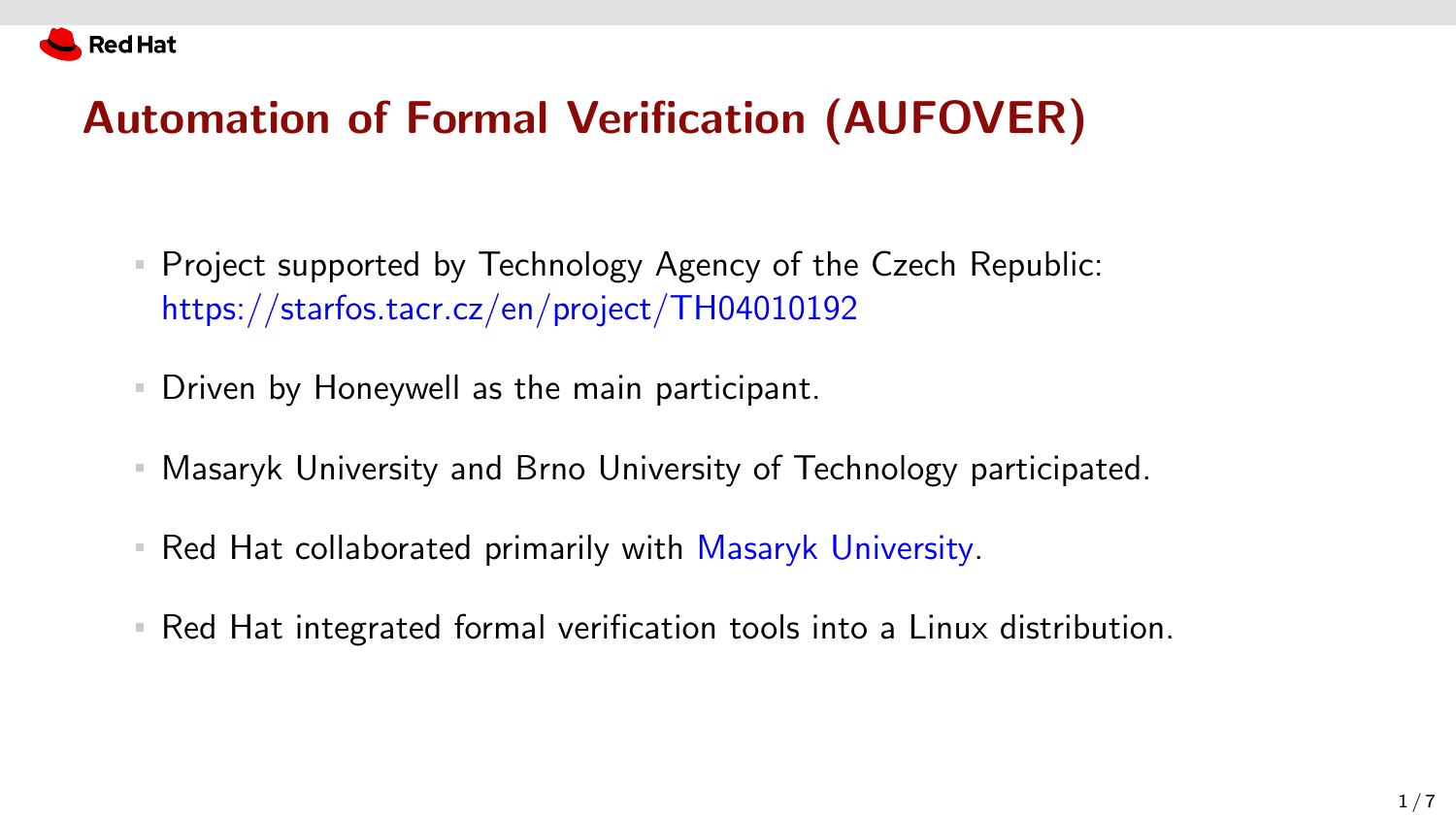# Automation of Formal Verification (AUFOVER)

- Project supported by Technology Agency of the Czech Republic: https://starfos.tacr.cz/en/project/TH04010192
- Driven by Honeywell as the main participant.
- Masaryk University and Brno University of Technology participated.
- Red Hat collaborated primarily with Masaryk University.
- Red Hat integrated formal verification tools into a Linux distribution.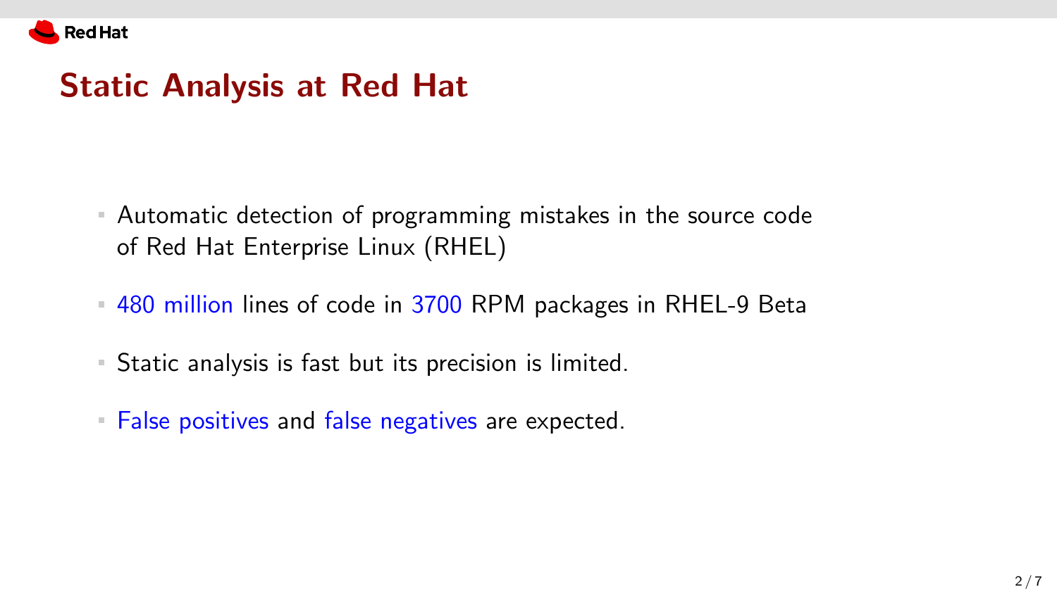# Static Analysis at Red Hat

- Automatic detection of programming mistakes in the source code of Red Hat Enterprise Linux (RHEL)
- 480 million lines of code in 3700 RPM packages in RHEL-9 Beta
- Static analysis is fast but its precision is limited.
- False positives and false negatives are expected.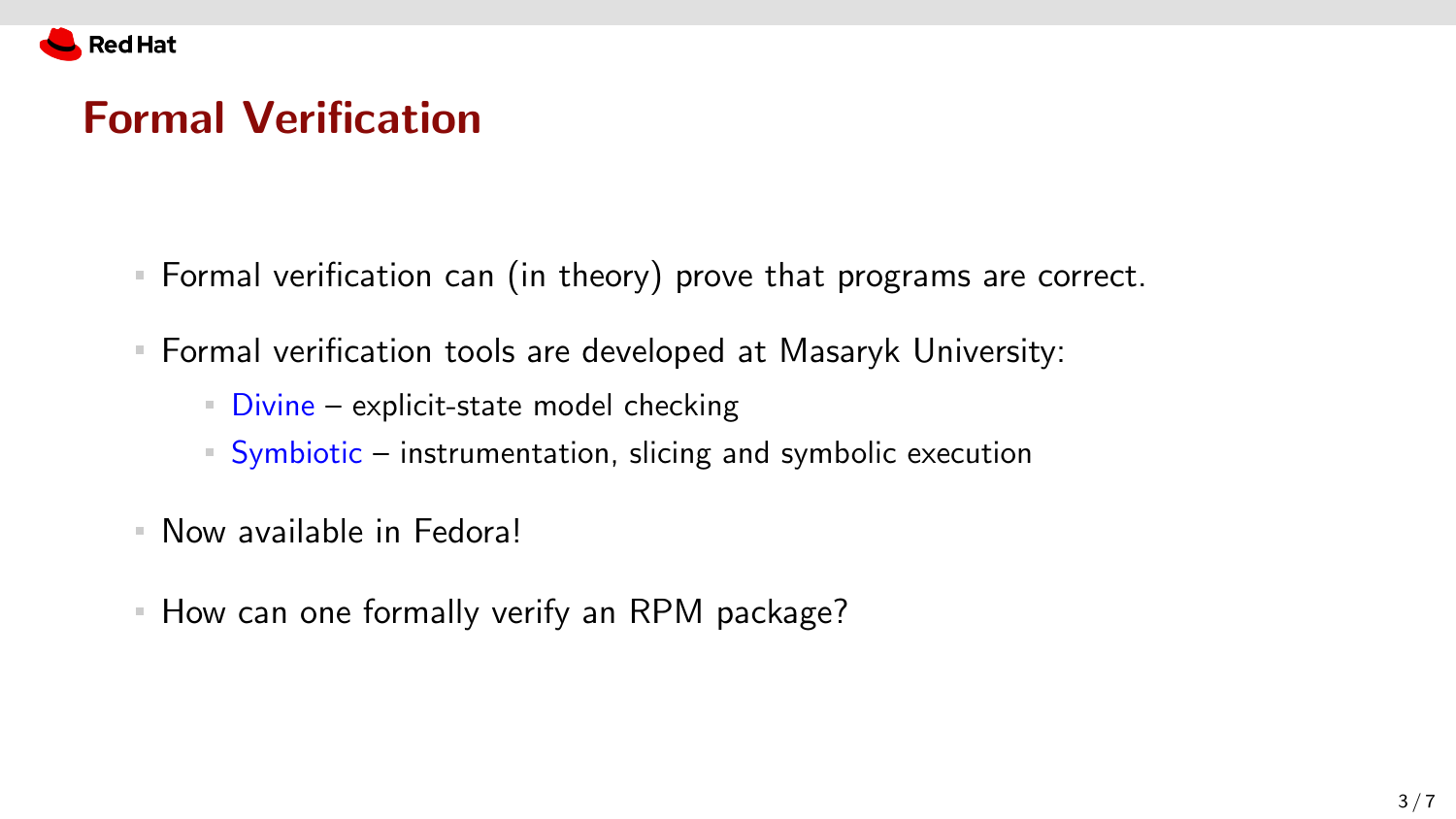## Formal Verification

- Formal verification can (in theory) prove that programs are correct.
- Formal verification tools are developed at Masaryk University:
  - Divine – explicit-state model checking
  - Symbiotic – instrumentation, slicing and symbolic execution
- Now available in Fedora!
- How can one formally verify an RPM package?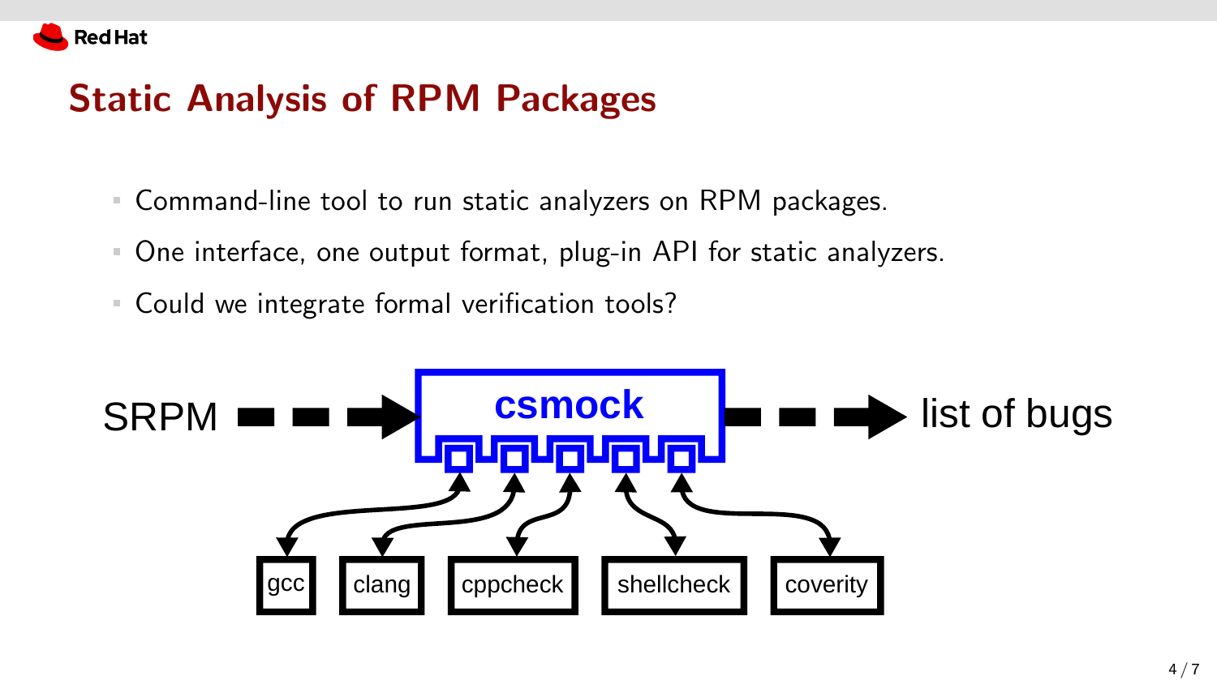# Static Analysis of RPM Packages

- Command-line tool to run static analyzers on RPM packages.
- One interface, one output format, plug-in API for static analyzers.
- Could we integrate formal verification tools?

SRPM → **csmock** → list of bugs

gcc, clang, cppcheck, shellcheck, coverity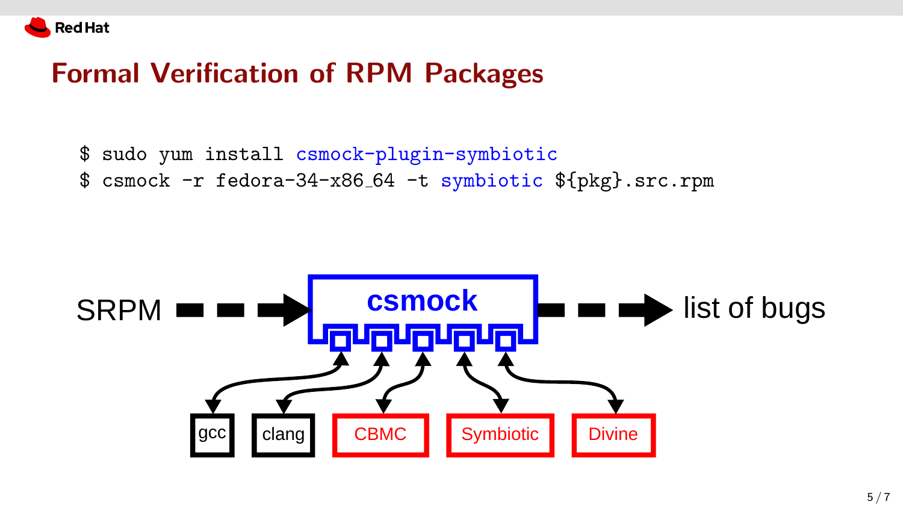# Formal Verification of RPM Packages

```
$ sudo yum install csmock-plugin-symbiotic
$ csmock -r fedora-34-x86_64 -t symbiotic ${pkg}.src.rpm
```

SRPM → csmock → list of bugs

gcc, clang, CBMC, Symbiotic, Divine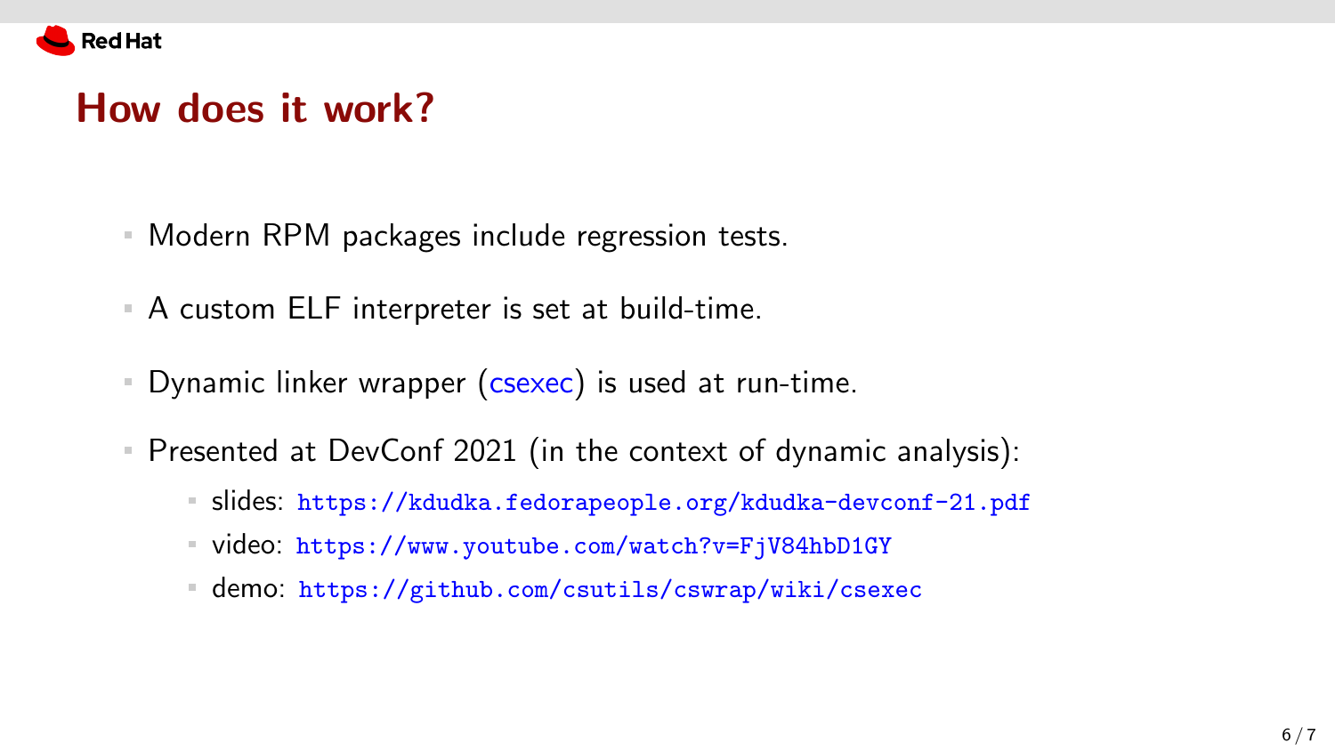## How does it work?

- Modern RPM packages include regression tests.
- A custom ELF interpreter is set at build-time.
- Dynamic linker wrapper (csexec) is used at run-time.
- Presented at DevConf 2021 (in the context of dynamic analysis):
  - slides: `https://kdudka.fedorapeople.org/kdudka-devconf-21.pdf`
  - video: `https://www.youtube.com/watch?v=FjV84hbD1GY`
  - demo: `https://github.com/csutils/cswrap/wiki/csexec`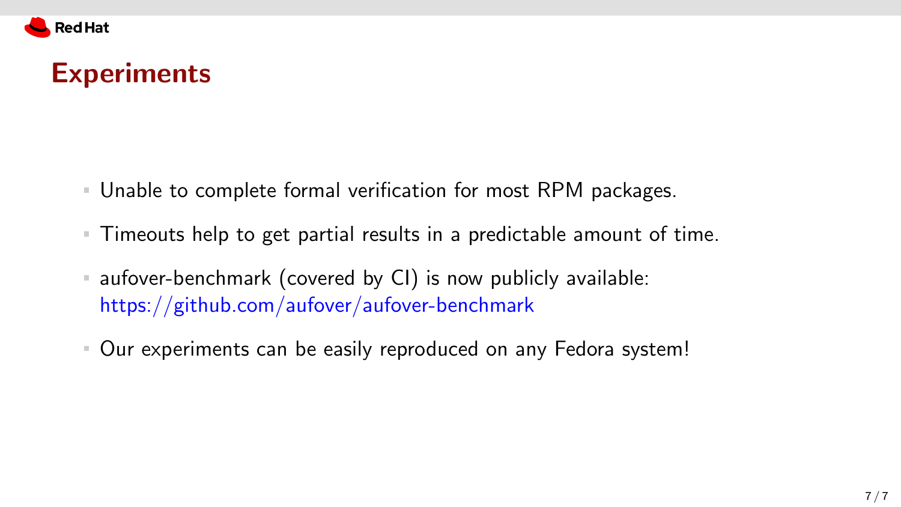# Experiments

- Unable to complete formal verification for most RPM packages.
- Timeouts help to get partial results in a predictable amount of time.
- aufover-benchmark (covered by CI) is now publicly available: https://github.com/aufover/aufover-benchmark
- Our experiments can be easily reproduced on any Fedora system!